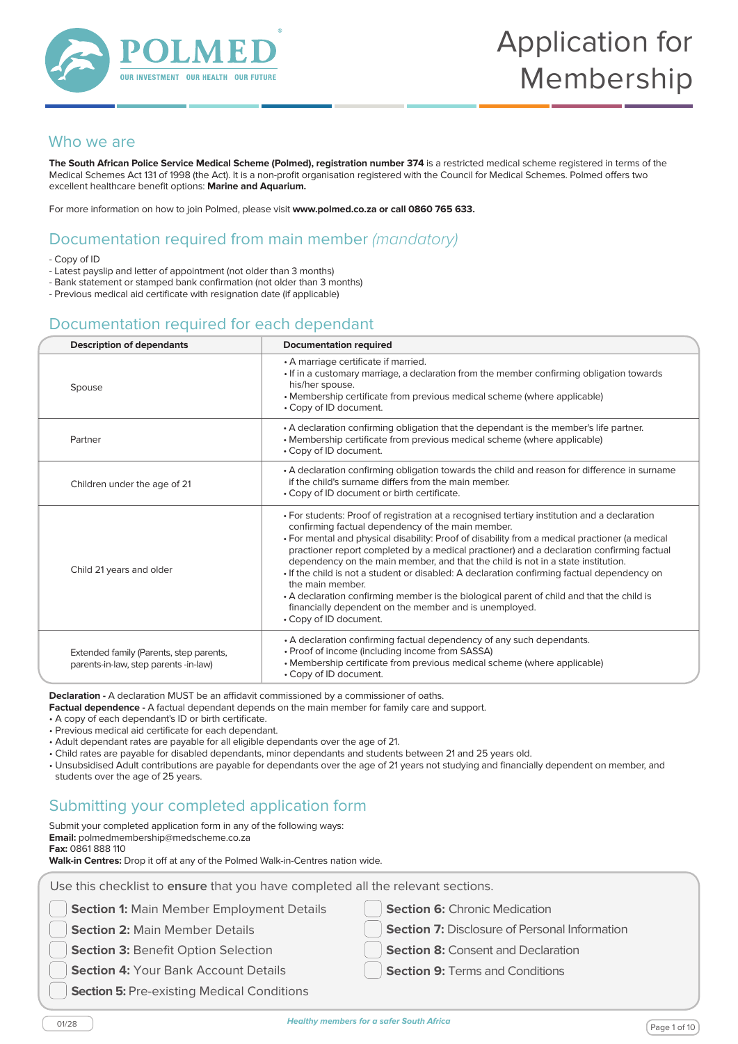# Application for Membership

POLMED
OUR INVESTMENT OUR HEALTH OUR FUTURE

## Who we are

**The South African Police Service Medical Scheme (Polmed), registration number 374** is a restricted medical scheme registered in terms of the Medical Schemes Act 131 of 1998 (the Act). It is a non-profit organisation registered with the Council for Medical Schemes. Polmed offers two excellent healthcare benefit options: **Marine and Aquarium.**

For more information on how to join Polmed, please visit **www.polmed.co.za or call 0860 765 633.**

## Documentation required from main member *(mandatory)*

- Copy of ID
- Latest payslip and letter of appointment (not older than 3 months)
- Bank statement or stamped bank confirmation (not older than 3 months)
- Previous medical aid certificate with resignation date (if applicable)

## Documentation required for each dependant

| Description of dependants | Documentation required |
|---|---|
| Spouse | • A marriage certificate if married.<br>• If in a customary marriage, a declaration from the member confirming obligation towards his/her spouse.<br>• Membership certificate from previous medical scheme (where applicable)<br>• Copy of ID document. |
| Partner | • A declaration confirming obligation that the dependant is the member's life partner.<br>• Membership certificate from previous medical scheme (where applicable)<br>• Copy of ID document. |
| Children under the age of 21 | • A declaration confirming obligation towards the child and reason for difference in surname if the child's surname differs from the main member.<br>• Copy of ID document or birth certificate. |
| Child 21 years and older | • For students: Proof of registration at a recognised tertiary institution and a declaration confirming factual dependency of the main member.<br>• For mental and physical disability: Proof of disability from a medical practioner (a medical practioner report completed by a medical practioner) and a declaration confirming factual dependency on the main member, and that the child is not in a state institution.<br>• If the child is not a student or disabled: A declaration confirming factual dependency on the main member.<br>• A declaration confirming member is the biological parent of child and that the child is financially dependent on the member and is unemployed.<br>• Copy of ID document. |
| Extended family (Parents, step parents, parents-in-law, step parents -in-law) | • A declaration confirming factual dependency of any such dependants.<br>• Proof of income (including income from SASSA)<br>• Membership certificate from previous medical scheme (where applicable)<br>• Copy of ID document. |

**Declaration -** A declaration MUST be an affidavit commissioned by a commissioner of oaths.
**Factual dependence -** A factual dependant depends on the main member for family care and support.
- A copy of each dependant's ID or birth certificate.
- Previous medical aid certificate for each dependant.
- Adult dependant rates are payable for all eligible dependants over the age of 21.
- Child rates are payable for disabled dependants, minor dependants and students between 21 and 25 years old.
- Unsubsidised Adult contributions are payable for dependants over the age of 21 years not studying and financially dependent on member, and students over the age of 25 years.

## Submitting your completed application form

Submit your completed application form in any of the following ways:
**Email:** polmedmembership@medscheme.co.za
**Fax:** 0861 888 110
**Walk-in Centres:** Drop it off at any of the Polmed Walk-in-Centres nation wide.

Use this checklist to **ensure** that you have completed all the relevant sections.

- ☐ **Section 1:** Main Member Employment Details
- ☐ **Section 2:** Main Member Details
- ☐ **Section 3:** Benefit Option Selection
- ☐ **Section 4:** Your Bank Account Details
- ☐ **Section 5:** Pre-existing Medical Conditions
- ☐ **Section 6:** Chronic Medication
- ☐ **Section 7:** Disclosure of Personal Information
- ☐ **Section 8:** Consent and Declaration
- ☐ **Section 9:** Terms and Conditions

01/28

*Healthy members for a safer South Africa*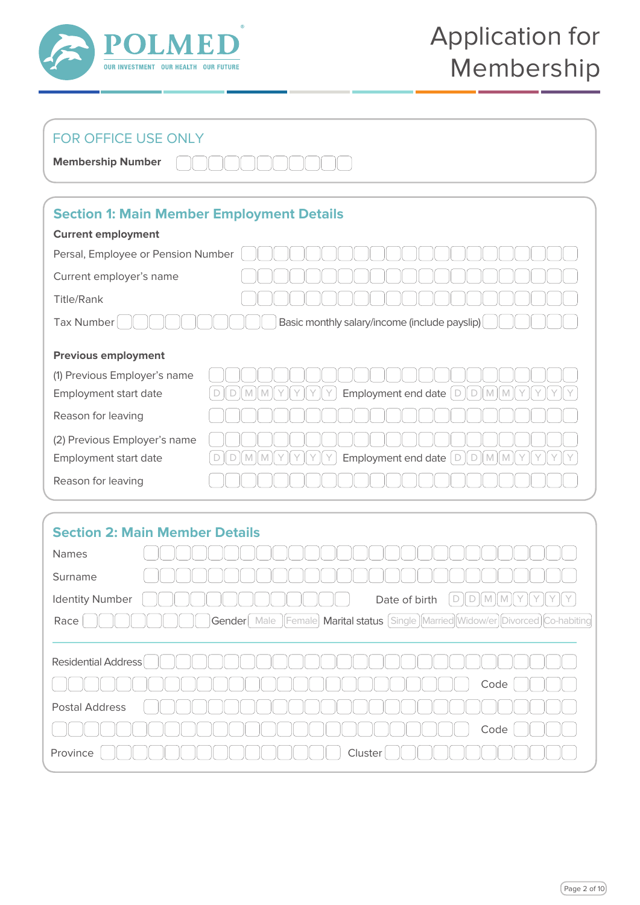# POLMED

OUR INVESTMENT OUR HEALTH OUR FUTURE

# Application for Membership

## FOR OFFICE USE ONLY

**Membership Number**

## Section 1: Main Member Employment Details

**Current employment**

Persal, Employee or Pension Number

Current employer's name

Title/Rank

Tax Number Basic monthly salary/income (include payslip)

**Previous employment**

(1) Previous Employer's name

Employment start date D D M M Y Y Y Y Employment end date D D M M Y Y Y Y

Reason for leaving

(2) Previous Employer's name

Employment start date D D M M Y Y Y Y Employment end date D D M M Y Y Y Y

Reason for leaving

## Section 2: Main Member Details

Names

Surname

Identity Number Date of birth D D M M Y Y Y Y

Race Gender Male Female Marital status Single Married Widow/er Divorced Co-habiting

Residential Address

Code

Postal Address

Code

Province Cluster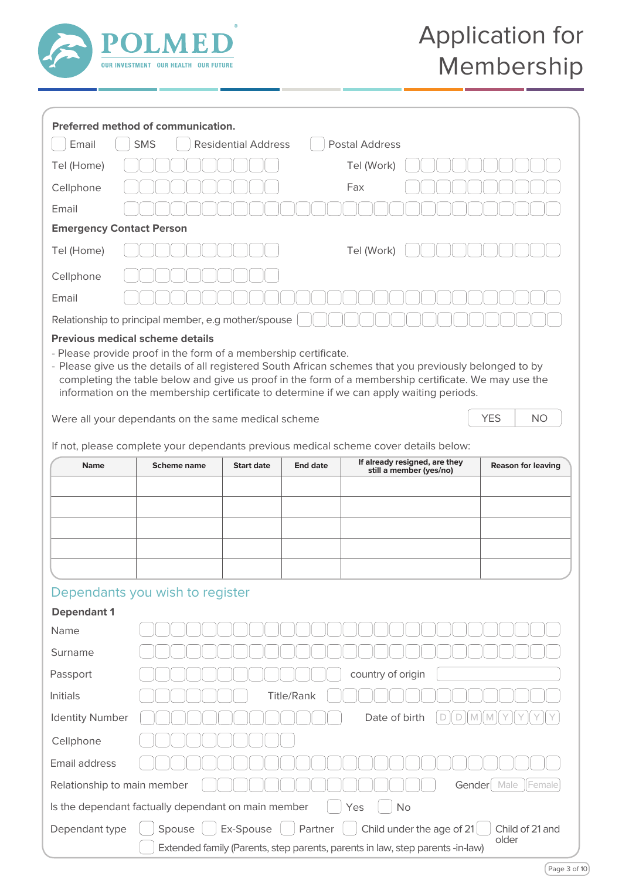# Application for Membership

**Preferred method of communication.**

☐ Email ☐ SMS ☐ Residential Address ☐ Postal Address

Tel (Home) Tel (Work)

Cellphone Fax

Email

**Emergency Contact Person**

Tel (Home) Tel (Work)

Cellphone

Email

Relationship to principal member, e.g mother/spouse

**Previous medical scheme details**

- Please provide proof in the form of a membership certificate.
- Please give us the details of all registered South African schemes that you previously belonged to by completing the table below and give us proof in the form of a membership certificate. We may use the information on the membership certificate to determine if we can apply waiting periods.

Were all your dependants on the same medical scheme YES NO

If not, please complete your dependants previous medical scheme cover details below:

| Name | Scheme name | Start date | End date | If already resigned, are they still a member (yes/no) | Reason for leaving |
|---|---|---|---|---|---|
| | | | | | |
| | | | | | |
| | | | | | |
| | | | | | |
| | | | | | |

## Dependants you wish to register

**Dependant 1**

Name

Surname

Passport country of origin

Initials Title/Rank

Identity Number Date of birth D D M M Y Y Y Y

Cellphone

Email address

Relationship to main member Gender Male Female

Is the dependant factually dependant on main member ☐ Yes ☐ No

Dependant type ☐ Spouse ☐ Ex-Spouse ☐ Partner ☐ Child under the age of 21 ☐ Child of 21 and older ☐ Extended family (Parents, step parents, parents in law, step parents -in-law)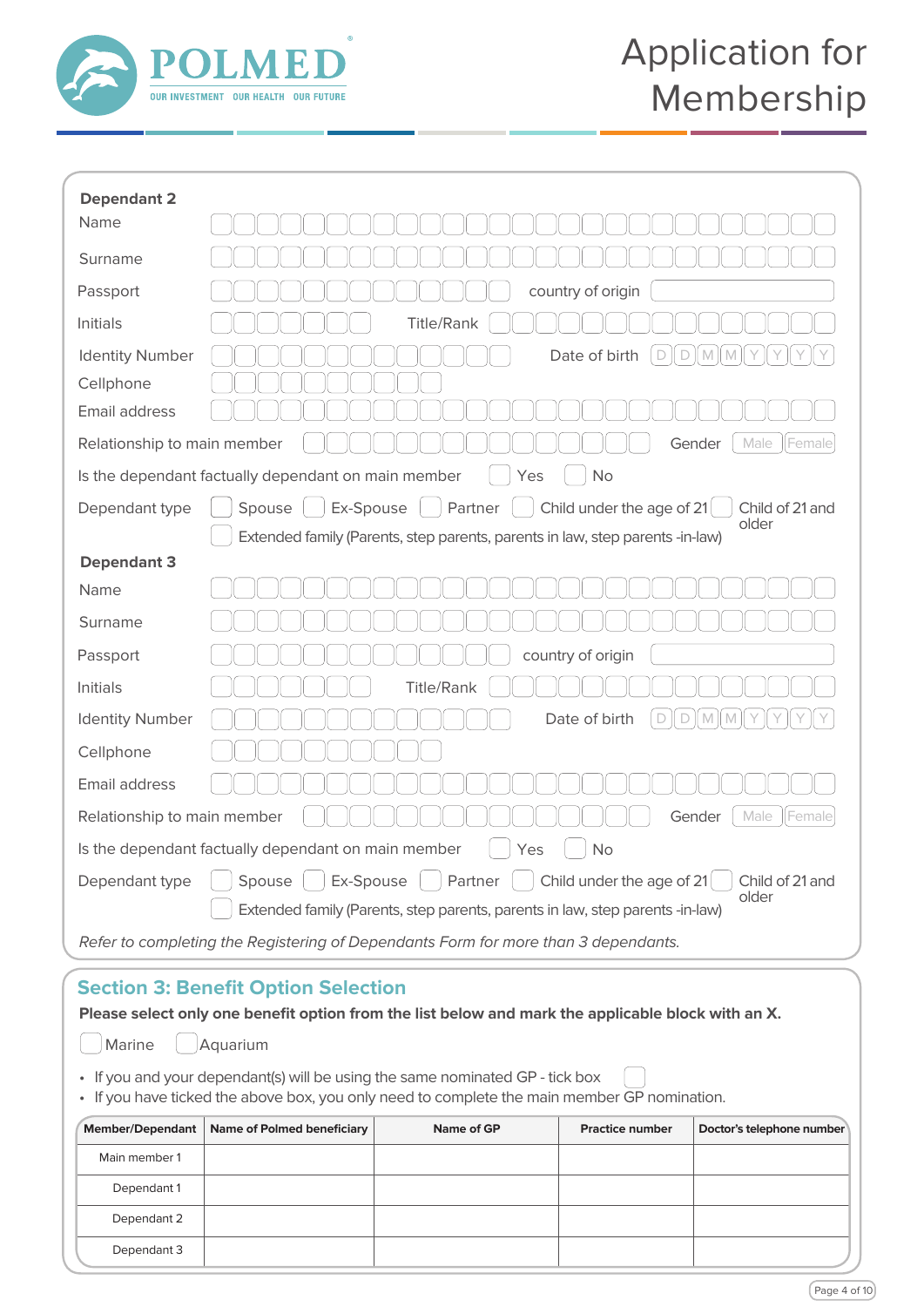# Application for Membership

**Dependant 2**

Name

Surname

Passport &nbsp;&nbsp;&nbsp; country of origin

Initials &nbsp;&nbsp;&nbsp; Title/Rank

Identity Number &nbsp;&nbsp;&nbsp; Date of birth D D M M Y Y Y Y

Cellphone

Email address

Relationship to main member &nbsp;&nbsp;&nbsp; Gender Male Female

Is the dependant factually dependant on main member ☐ Yes ☐ No

Dependant type ☐ Spouse ☐ Ex-Spouse ☐ Partner ☐ Child under the age of 21 ☐ Child of 21 and older

☐ Extended family (Parents, step parents, parents in law, step parents -in-law)

**Dependant 3**

Name

Surname

Passport &nbsp;&nbsp;&nbsp; country of origin

Initials &nbsp;&nbsp;&nbsp; Title/Rank

Identity Number &nbsp;&nbsp;&nbsp; Date of birth D D M M Y Y Y Y

Cellphone

Email address

Relationship to main member &nbsp;&nbsp;&nbsp; Gender Male Female

Is the dependant factually dependant on main member ☐ Yes ☐ No

Dependant type ☐ Spouse ☐ Ex-Spouse ☐ Partner ☐ Child under the age of 21 ☐ Child of 21 and older

☐ Extended family (Parents, step parents, parents in law, step parents -in-law)

*Refer to completing the Registering of Dependants Form for more than 3 dependants.*

## Section 3: Benefit Option Selection

**Please select only one benefit option from the list below and mark the applicable block with an X.**

☐ Marine ☐ Aquarium

- If you and your dependant(s) will be using the same nominated GP - tick box ☐
- If you have ticked the above box, you only need to complete the main member GP nomination.

| Member/Dependant | Name of Polmed beneficiary | Name of GP | Practice number | Doctor's telephone number |
|---|---|---|---|---|
| Main member 1 | | | | |
| Dependant 1 | | | | |
| Dependant 2 | | | | |
| Dependant 3 | | | | |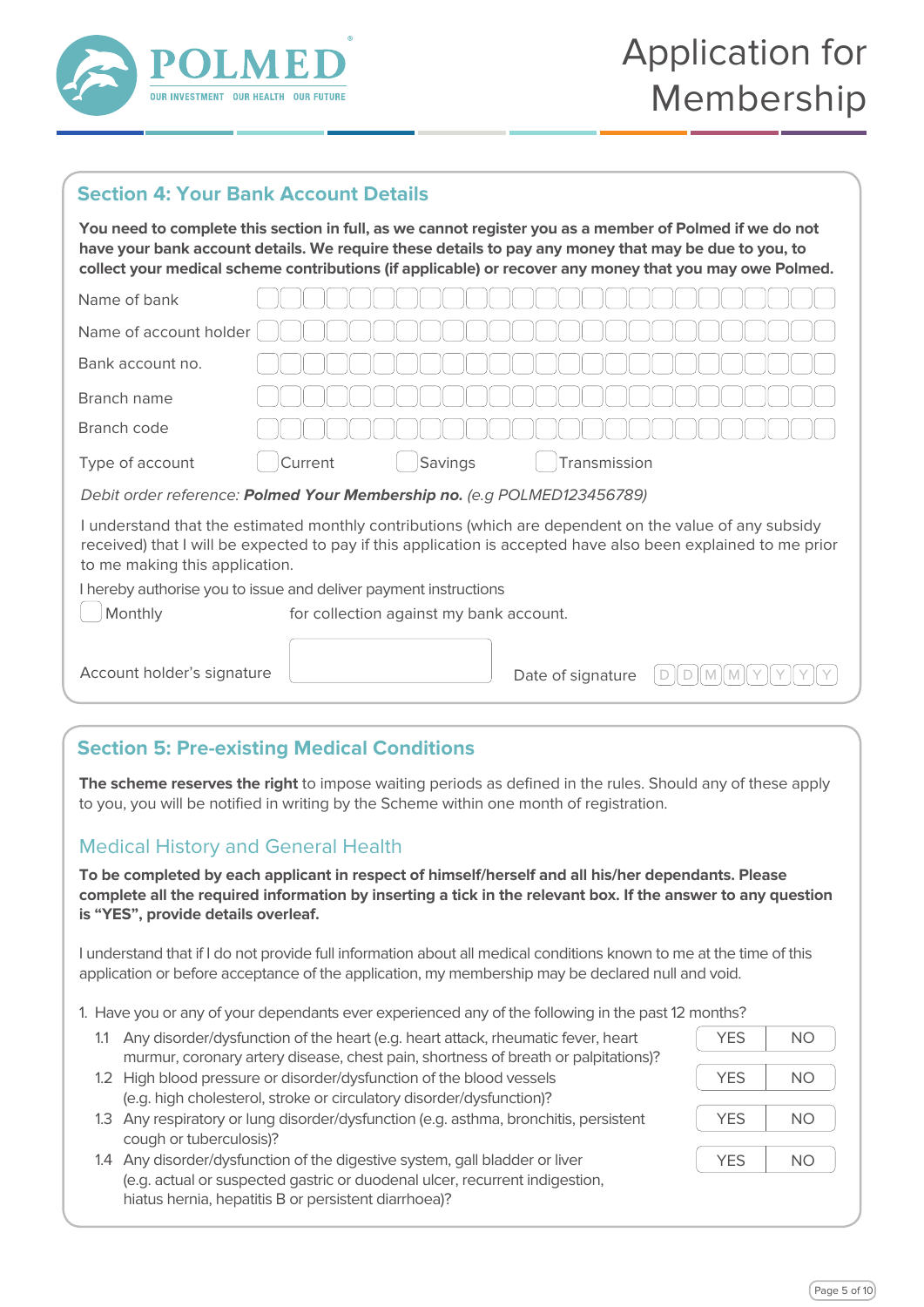# Application for Membership

## Section 4: Your Bank Account Details

**You need to complete this section in full, as we cannot register you as a member of Polmed if we do not have your bank account details. We require these details to pay any money that may be due to you, to collect your medical scheme contributions (if applicable) or recover any money that you may owe Polmed.**

Name of bank

Name of account holder

Bank account no.

Branch name

Branch code

Type of account ☐ Current ☐ Savings ☐ Transmission

*Debit order reference: **Polmed Your Membership no.** (e.g POLMED123456789)*

I understand that the estimated monthly contributions (which are dependent on the value of any subsidy received) that I will be expected to pay if this application is accepted have also been explained to me prior to me making this application.

I hereby authorise you to issue and deliver payment instructions

☐ Monthly for collection against my bank account.

Account holder's signature

Date of signature D D M M Y Y Y Y

## Section 5: Pre-existing Medical Conditions

**The scheme reserves the right** to impose waiting periods as defined in the rules. Should any of these apply to you, you will be notified in writing by the Scheme within one month of registration.

### Medical History and General Health

**To be completed by each applicant in respect of himself/herself and all his/her dependants. Please complete all the required information by inserting a tick in the relevant box. If the answer to any question is "YES", provide details overleaf.**

I understand that if I do not provide full information about all medical conditions known to me at the time of this application or before acceptance of the application, my membership may be declared null and void.

1. Have you or any of your dependants ever experienced any of the following in the past 12 months?

| | | | |
|---|---|---|---|
| 1.1 | Any disorder/dysfunction of the heart (e.g. heart attack, rheumatic fever, heart murmur, coronary artery disease, chest pain, shortness of breath or palpitations)? | YES | NO |
| 1.2 | High blood pressure or disorder/dysfunction of the blood vessels (e.g. high cholesterol, stroke or circulatory disorder/dysfunction)? | YES | NO |
| 1.3 | Any respiratory or lung disorder/dysfunction (e.g. asthma, bronchitis, persistent cough or tuberculosis)? | YES | NO |
| 1.4 | Any disorder/dysfunction of the digestive system, gall bladder or liver (e.g. actual or suspected gastric or duodenal ulcer, recurrent indigestion, hiatus hernia, hepatitis B or persistent diarrhoea)? | YES | NO |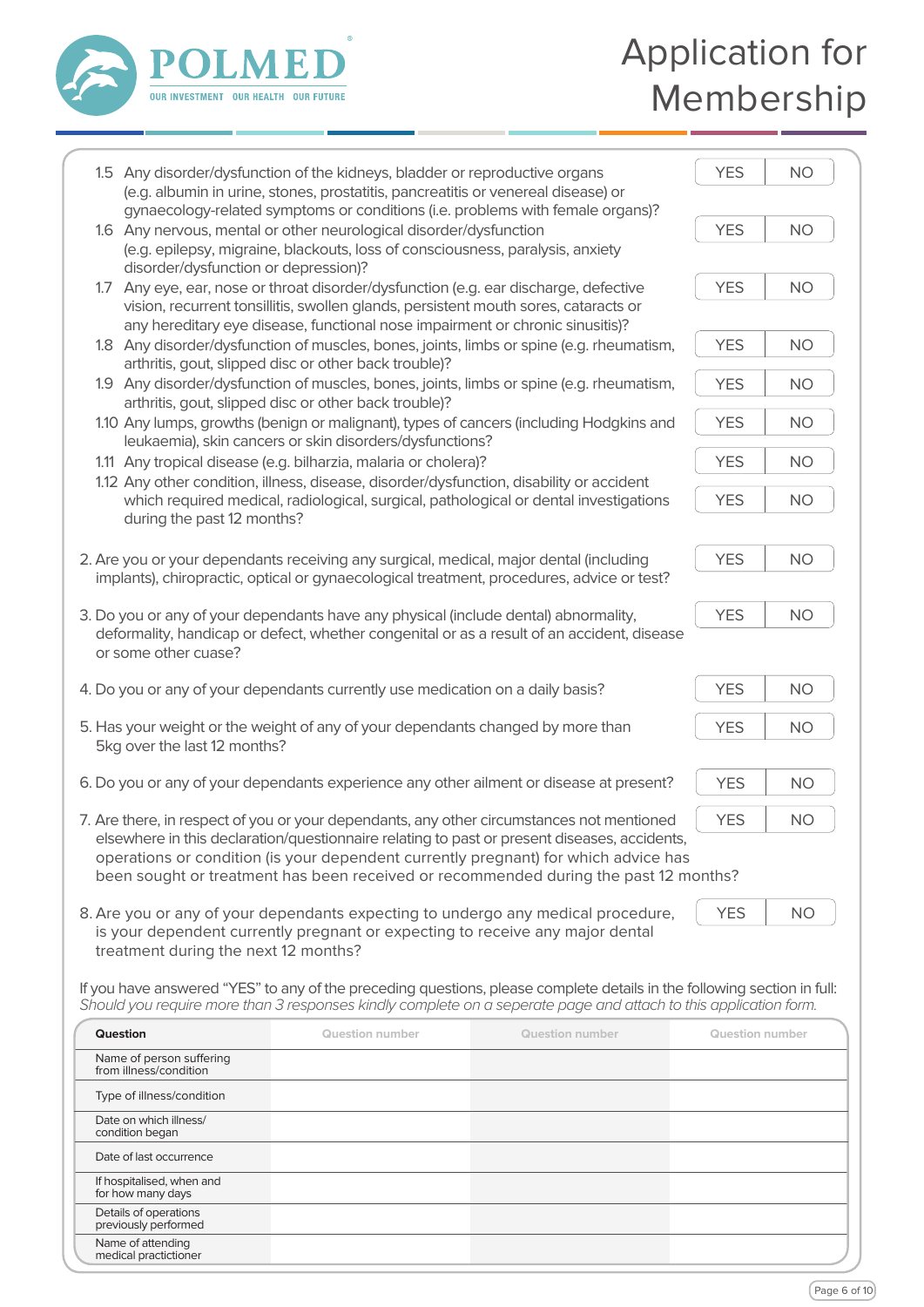# Application for Membership

1.5 Any disorder/dysfunction of the kidneys, bladder or reproductive organs (e.g. albumin in urine, stones, prostatitis, pancreatitis or venereal disease) or gynaecology-related symptoms or conditions (i.e. problems with female organs)? YES NO

1.6 Any nervous, mental or other neurological disorder/dysfunction (e.g. epilepsy, migraine, blackouts, loss of consciousness, paralysis, anxiety disorder/dysfunction or depression)? YES NO

1.7 Any eye, ear, nose or throat disorder/dysfunction (e.g. ear discharge, defective vision, recurrent tonsillitis, swollen glands, persistent mouth sores, cataracts or any hereditary eye disease, functional nose impairment or chronic sinusitis)? YES NO

1.8 Any disorder/dysfunction of muscles, bones, joints, limbs or spine (e.g. rheumatism, arthritis, gout, slipped disc or other back trouble)? YES NO

1.9 Any disorder/dysfunction of muscles, bones, joints, limbs or spine (e.g. rheumatism, arthritis, gout, slipped disc or other back trouble)? YES NO

1.10 Any lumps, growths (benign or malignant), types of cancers (including Hodgkins and leukaemia), skin cancers or skin disorders/dysfunctions? YES NO

1.11 Any tropical disease (e.g. bilharzia, malaria or cholera)? YES NO

1.12 Any other condition, illness, disease, disorder/dysfunction, disability or accident which required medical, radiological, surgical, pathological or dental investigations during the past 12 months? YES NO

2. Are you or your dependants receiving any surgical, medical, major dental (including implants), chiropractic, optical or gynaecological treatment, procedures, advice or test? YES NO

3. Do you or any of your dependants have any physical (include dental) abnormality, deformality, handicap or defect, whether congenital or as a result of an accident, disease or some other cuase? YES NO

4. Do you or any of your dependants currently use medication on a daily basis? YES NO

5. Has your weight or the weight of any of your dependants changed by more than 5kg over the last 12 months? YES NO

6. Do you or any of your dependants experience any other ailment or disease at present? YES NO

7. Are there, in respect of you or your dependants, any other circumstances not mentioned elsewhere in this declaration/questionnaire relating to past or present diseases, accidents, operations or condition (is your dependent currently pregnant) for which advice has been sought or treatment has been received or recommended during the past 12 months? YES NO

8. Are you or any of your dependants expecting to undergo any medical procedure, is your dependent currently pregnant or expecting to receive any major dental treatment during the next 12 months? YES NO

If you have answered "YES" to any of the preceding questions, please complete details in the following section in full:
*Should you require more than 3 responses kindly complete on a seperate page and attach to this application form.*

| Question | Question number | Question number | Question number |
|---|---|---|---|
| Name of person suffering from illness/condition | | | |
| Type of illness/condition | | | |
| Date on which illness/ condition began | | | |
| Date of last occurrence | | | |
| If hospitalised, when and for how many days | | | |
| Details of operations previously performed | | | |
| Name of attending medical practictioner | | | |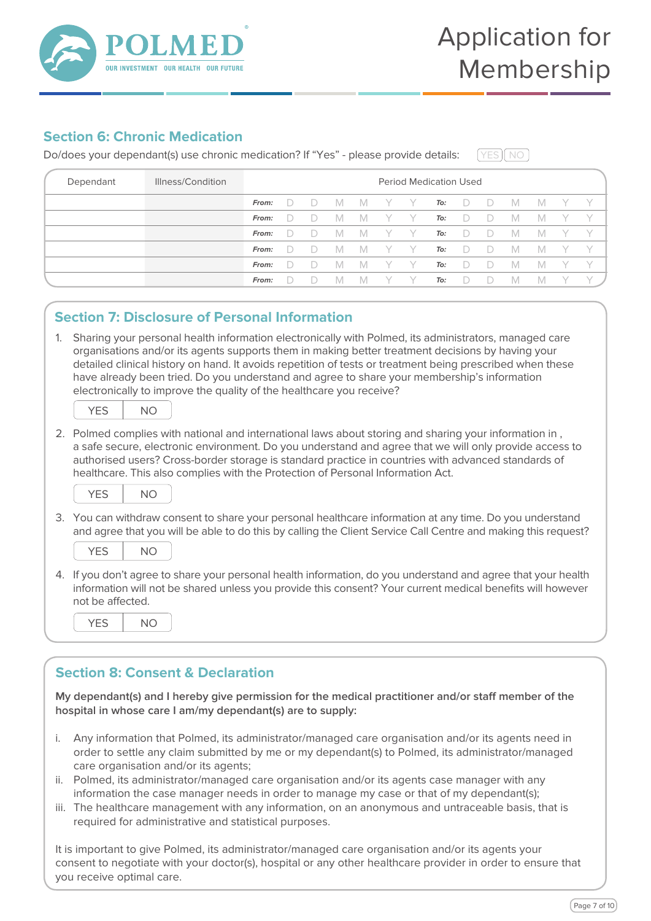# Application for Membership

## Section 6: Chronic Medication

Do/does your dependant(s) use chronic medication? If "Yes" - please provide details: YES NO

| Dependant | Illness/Condition | Period Medication Used |
|---|---|---|
| | | **From:** D D M M Y Y **To:** D D M M Y Y |
| | | **From:** D D M M Y Y **To:** D D M M Y Y |
| | | **From:** D D M M Y Y **To:** D D M M Y Y |
| | | **From:** D D M M Y Y **To:** D D M M Y Y |
| | | **From:** D D M M Y Y **To:** D D M M Y Y |
| | | **From:** D D M M Y Y **To:** D D M M Y Y |

## Section 7: Disclosure of Personal Information

1. Sharing your personal health information electronically with Polmed, its administrators, managed care organisations and/or its agents supports them in making better treatment decisions by having your detailed clinical history on hand. It avoids repetition of tests or treatment being prescribed when these have already been tried. Do you understand and agree to share your membership's information electronically to improve the quality of the healthcare you receive?

   YES NO

2. Polmed complies with national and international laws about storing and sharing your information in , a safe secure, electronic environment. Do you understand and agree that we will only provide access to authorised users? Cross-border storage is standard practice in countries with advanced standards of healthcare. This also complies with the Protection of Personal Information Act.

   YES NO

3. You can withdraw consent to share your personal healthcare information at any time. Do you understand and agree that you will be able to do this by calling the Client Service Call Centre and making this request?

   YES NO

4. If you don't agree to share your personal health information, do you understand and agree that your health information will not be shared unless you provide this consent? Your current medical benefits will however not be affected.

   YES NO

## Section 8: Consent & Declaration

**My dependant(s) and I hereby give permission for the medical practitioner and/or staff member of the hospital in whose care I am/my dependant(s) are to supply:**

i. Any information that Polmed, its administrator/managed care organisation and/or its agents need in order to settle any claim submitted by me or my dependant(s) to Polmed, its administrator/managed care organisation and/or its agents;
ii. Polmed, its administrator/managed care organisation and/or its agents case manager with any information the case manager needs in order to manage my case or that of my dependant(s);
iii. The healthcare management with any information, on an anonymous and untraceable basis, that is required for administrative and statistical purposes.

It is important to give Polmed, its administrator/managed care organisation and/or its agents your consent to negotiate with your doctor(s), hospital or any other healthcare provider in order to ensure that you receive optimal care.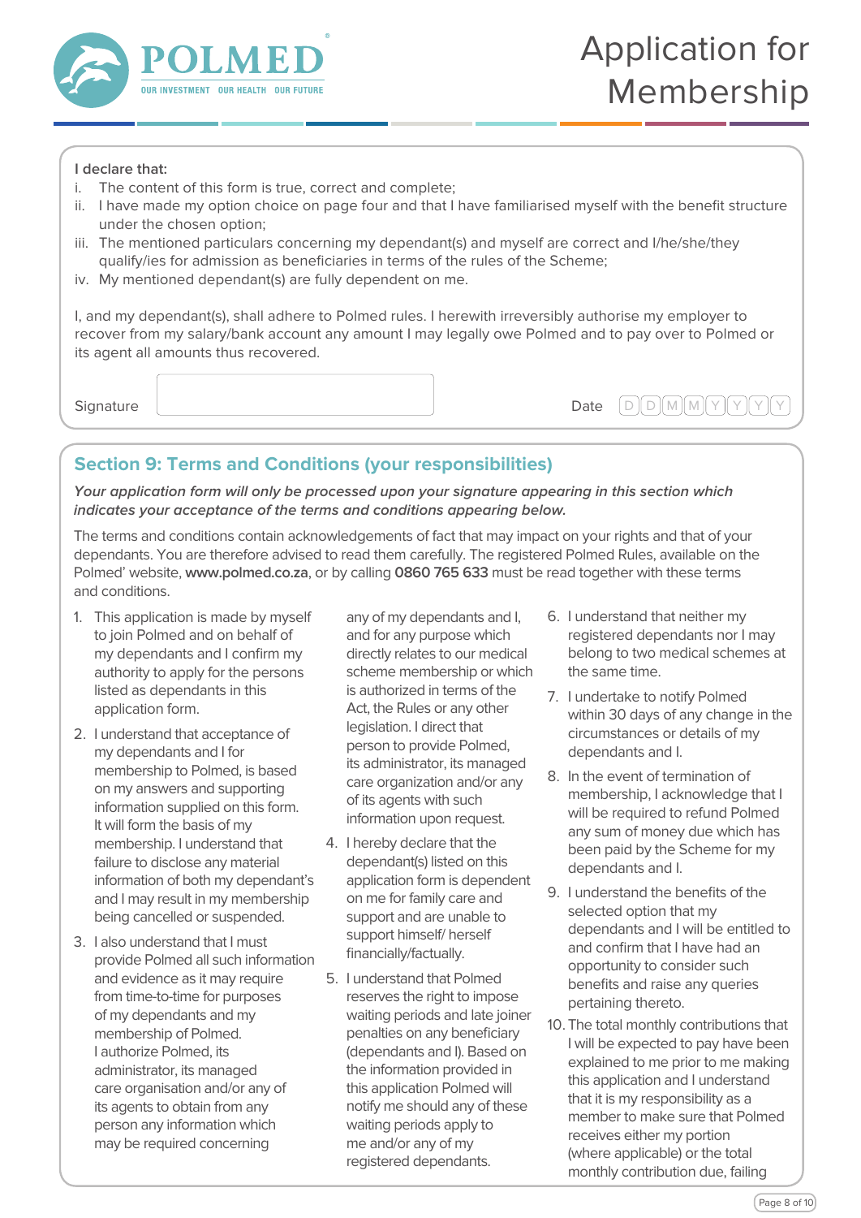# Application for Membership

**I declare that:**

i. The content of this form is true, correct and complete;
ii. I have made my option choice on page four and that I have familiarised myself with the benefit structure under the chosen option;
iii. The mentioned particulars concerning my dependant(s) and myself are correct and I/he/she/they qualify/ies for admission as beneficiaries in terms of the rules of the Scheme;
iv. My mentioned dependant(s) are fully dependent on me.

I, and my dependant(s), shall adhere to Polmed rules. I herewith irreversibly authorise my employer to recover from my salary/bank account any amount I may legally owe Polmed and to pay over to Polmed or its agent all amounts thus recovered.

Signature ______________________ Date D D M M Y Y Y Y

## Section 9: Terms and Conditions (your responsibilities)

***Your application form will only be processed upon your signature appearing in this section which indicates your acceptance of the terms and conditions appearing below.***

The terms and conditions contain acknowledgements of fact that may impact on your rights and that of your dependants. You are therefore advised to read them carefully. The registered Polmed Rules, available on the Polmed' website, **www.polmed.co.za**, or by calling **0860 765 633** must be read together with these terms and conditions.

1. This application is made by myself to join Polmed and on behalf of my dependants and I confirm my authority to apply for the persons listed as dependants in this application form.
2. I understand that acceptance of my dependants and I for membership to Polmed, is based on my answers and supporting information supplied on this form. It will form the basis of my membership. I understand that failure to disclose any material information of both my dependant's and I may result in my membership being cancelled or suspended.
3. I also understand that I must provide Polmed all such information and evidence as it may require from time-to-time for purposes of my dependants and my membership of Polmed. I authorize Polmed, its administrator, its managed care organisation and/or any of its agents to obtain from any person any information which may be required concerning any of my dependants and I, and for any purpose which directly relates to our medical scheme membership or which is authorized in terms of the Act, the Rules or any other legislation. I direct that person to provide Polmed, its administrator, its managed care organization and/or any of its agents with such information upon request.
4. I hereby declare that the dependant(s) listed on this application form is dependent on me for family care and support and are unable to support himself/ herself financially/factually.
5. I understand that Polmed reserves the right to impose waiting periods and late joiner penalties on any beneficiary (dependants and I). Based on the information provided in this application Polmed will notify me should any of these waiting periods apply to me and/or any of my registered dependants.
6. I understand that neither my registered dependants nor I may belong to two medical schemes at the same time.
7. I undertake to notify Polmed within 30 days of any change in the circumstances or details of my dependants and I.
8. In the event of termination of membership, I acknowledge that I will be required to refund Polmed any sum of money due which has been paid by the Scheme for my dependants and I.
9. I understand the benefits of the selected option that my dependants and I will be entitled to and confirm that I have had an opportunity to consider such benefits and raise any queries pertaining thereto.
10. The total monthly contributions that I will be expected to pay have been explained to me prior to me making this application and I understand that it is my responsibility as a member to make sure that Polmed receives either my portion (where applicable) or the total monthly contribution due, failing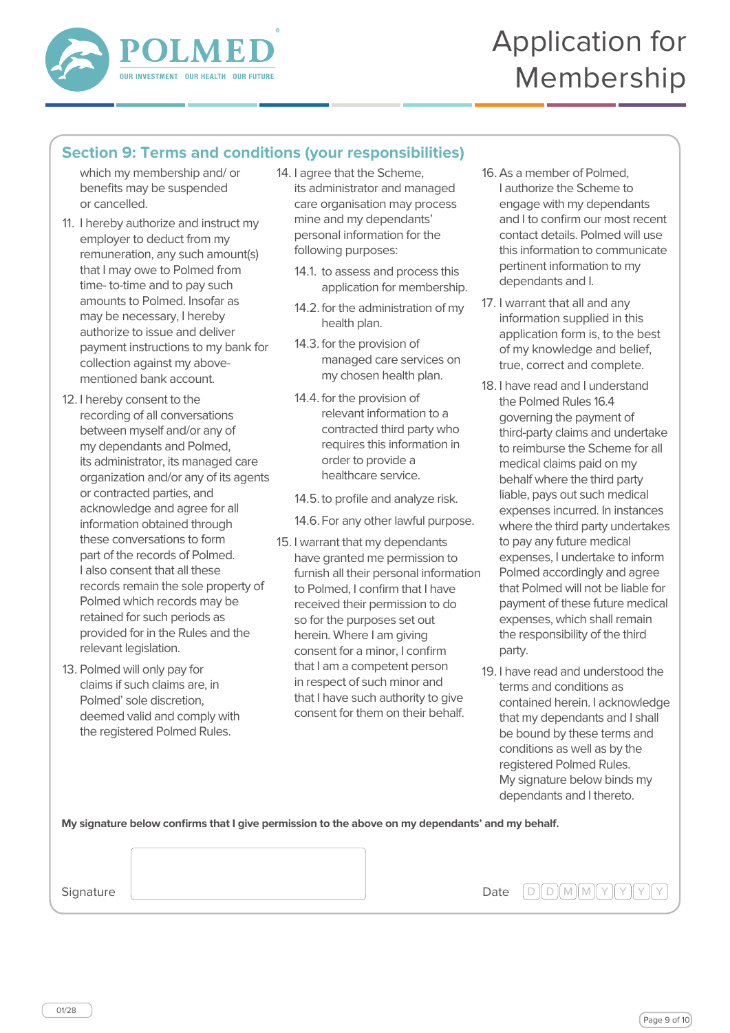# Application for Membership

## Section 9: Terms and conditions (your responsibilities)

which my membership and/ or benefits may be suspended or cancelled.

11. I hereby authorize and instruct my employer to deduct from my remuneration, any such amount(s) that I may owe to Polmed from time- to-time and to pay such amounts to Polmed. Insofar as may be necessary, I hereby authorize to issue and deliver payment instructions to my bank for collection against my above-mentioned bank account.
12. I hereby consent to the recording of all conversations between myself and/or any of my dependants and Polmed, its administrator, its managed care organization and/or any of its agents or contracted parties, and acknowledge and agree for all information obtained through these conversations to form part of the records of Polmed. I also consent that all these records remain the sole property of Polmed which records may be retained for such periods as provided for in the Rules and the relevant legislation.
13. Polmed will only pay for claims if such claims are, in Polmed' sole discretion, deemed valid and comply with the registered Polmed Rules.
14. I agree that the Scheme, its administrator and managed care organisation may process mine and my dependants' personal information for the following purposes:
    - 14.1. to assess and process this application for membership.
    - 14.2. for the administration of my health plan.
    - 14.3. for the provision of managed care services on my chosen health plan.
    - 14.4. for the provision of relevant information to a contracted third party who requires this information in order to provide a healthcare service.
    - 14.5. to profile and analyze risk.
    - 14.6. For any other lawful purpose.
15. I warrant that my dependants have granted me permission to furnish all their personal information to Polmed, I confirm that I have received their permission to do so for the purposes set out herein. Where I am giving consent for a minor, I confirm that I am a competent person in respect of such minor and that I have such authority to give consent for them on their behalf.
16. As a member of Polmed, I authorize the Scheme to engage with my dependants and I to confirm our most recent contact details. Polmed will use this information to communicate pertinent information to my dependants and I.
17. I warrant that all and any information supplied in this application form is, to the best of my knowledge and belief, true, correct and complete.
18. I have read and I understand the Polmed Rules 16.4 governing the payment of third-party claims and undertake to reimburse the Scheme for all medical claims paid on my behalf where the third party liable, pays out such medical expenses incurred. In instances where the third party undertakes to pay any future medical expenses, I undertake to inform Polmed accordingly and agree that Polmed will not be liable for payment of these future medical expenses, which shall remain the responsibility of the third party.
19. I have read and understood the terms and conditions as contained herein. I acknowledge that my dependants and I shall be bound by these terms and conditions as well as by the registered Polmed Rules. My signature below binds my dependants and I thereto.

**My signature below confirms that I give permission to the above on my dependants' and my behalf.**

Signature ____________________ Date D D M M Y Y Y Y

01/28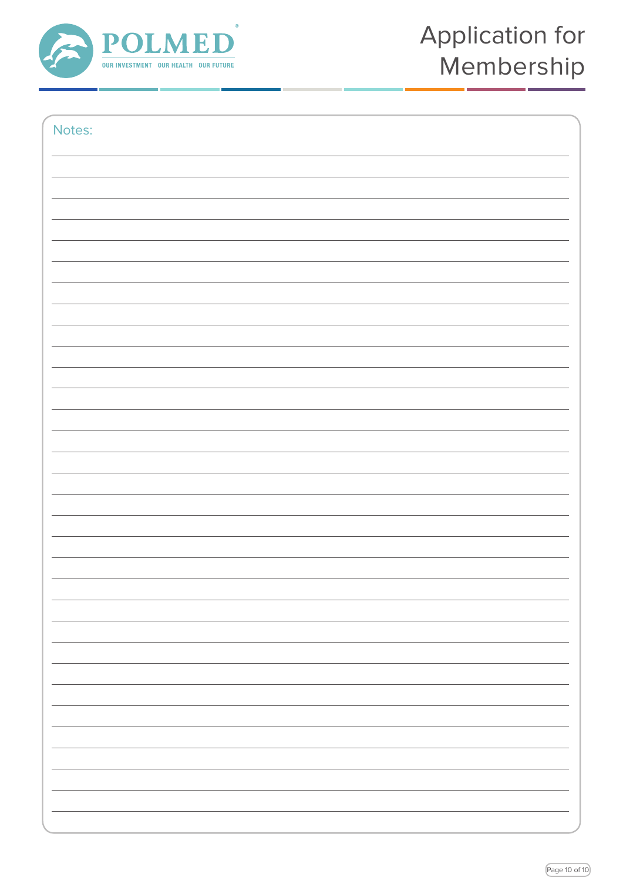Notes: